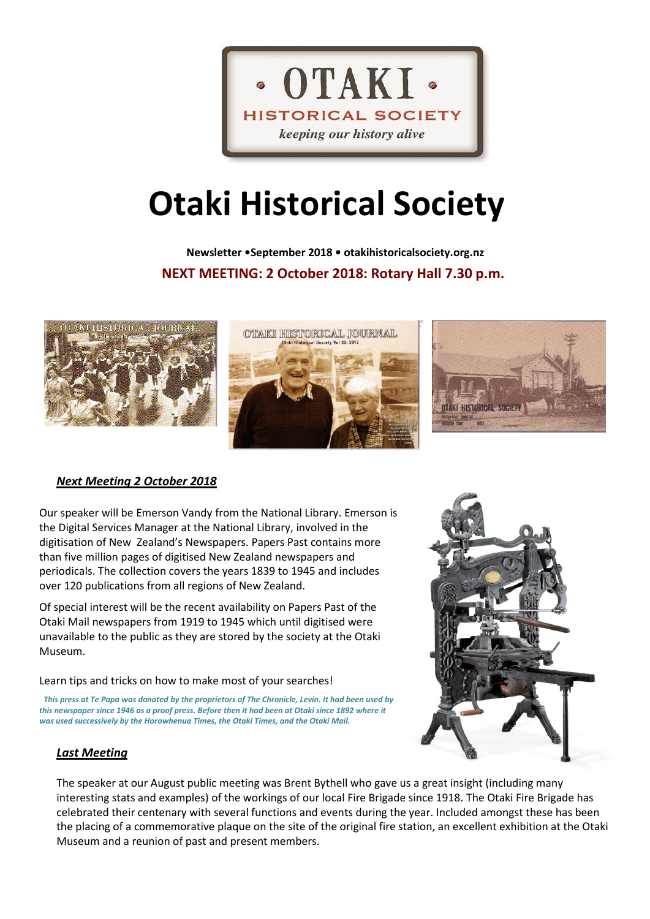# Otaki Historical Society

**Newsletter •September 2018 • otakihistoricalsociety.org.nz**

**NEXT MEETING: 2 October 2018: Rotary Hall 7.30 p.m.**

## *Next Meeting 2 October 2018*

Our speaker will be Emerson Vandy from the National Library. Emerson is the Digital Services Manager at the National Library, involved in the digitisation of New Zealand's Newspapers. Papers Past contains more than five million pages of digitised New Zealand newspapers and periodicals. The collection covers the years 1839 to 1945 and includes over 120 publications from all regions of New Zealand.

Of special interest will be the recent availability on Papers Past of the Otaki Mail newspapers from 1919 to 1945 which until digitised were unavailable to the public as they are stored by the society at the Otaki Museum.

Learn tips and tricks on how to make most of your searches!

***This press at Te Papa was donated by the proprietors of The Chronicle, Levin. It had been used by this newspaper since 1946 as a proof press. Before then it had been at Otaki since 1892 where it was used successively by the Horowhenua Times, the Otaki Times, and the Otaki Mail.***

## *Last Meeting*

The speaker at our August public meeting was Brent Bythell who gave us a great insight (including many interesting stats and examples) of the workings of our local Fire Brigade since 1918. The Otaki Fire Brigade has celebrated their centenary with several functions and events during the year. Included amongst these has been the placing of a commemorative plaque on the site of the original fire station, an excellent exhibition at the Otaki Museum and a reunion of past and present members.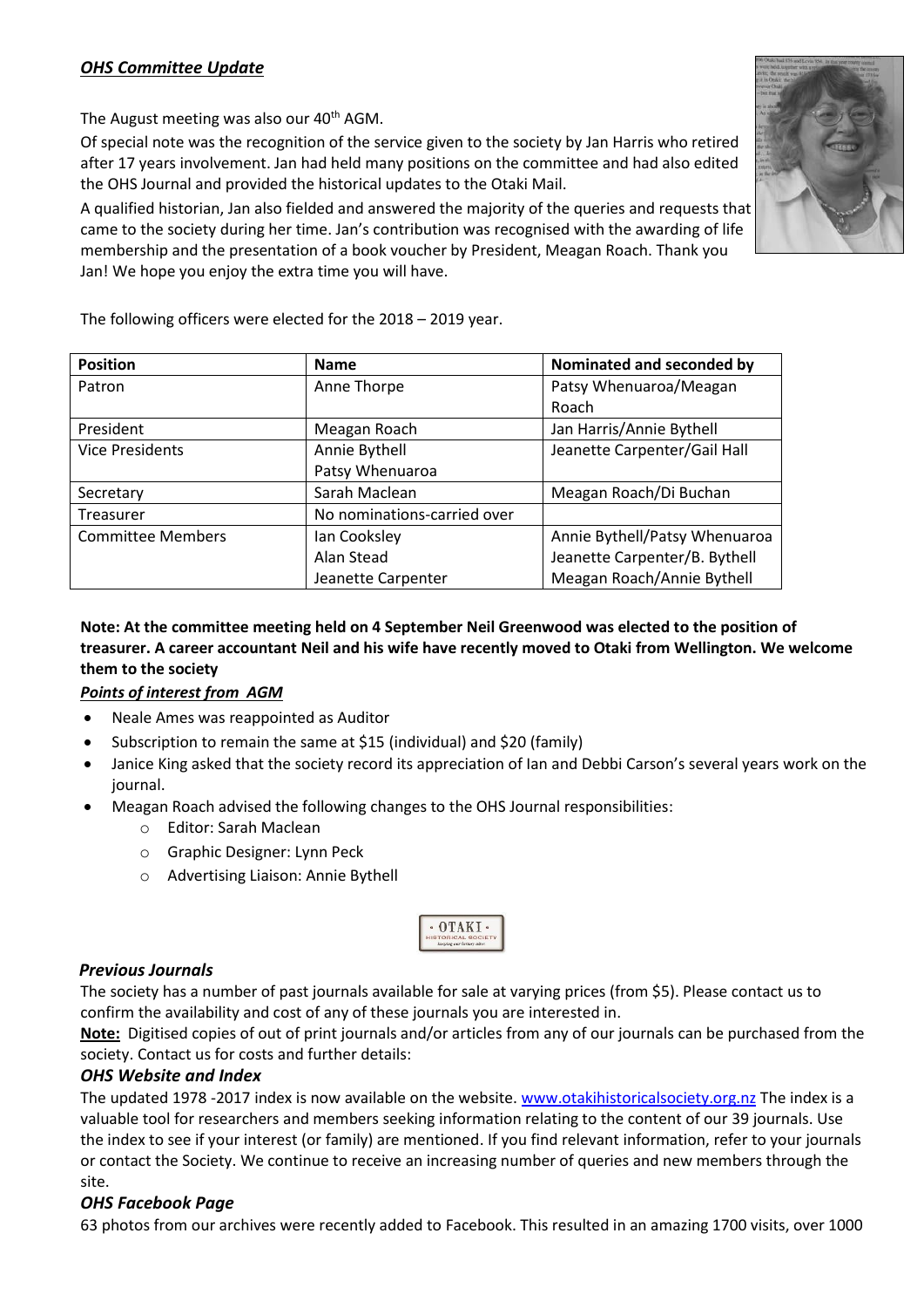## *OHS Committee Update*

The August meeting was also our 40th AGM.

Of special note was the recognition of the service given to the society by Jan Harris who retired after 17 years involvement. Jan had held many positions on the committee and had also edited the OHS Journal and provided the historical updates to the Otaki Mail.

A qualified historian, Jan also fielded and answered the majority of the queries and requests that came to the society during her time. Jan's contribution was recognised with the awarding of life membership and the presentation of a book voucher by President, Meagan Roach. Thank you Jan! We hope you enjoy the extra time you will have.

The following officers were elected for the 2018 – 2019 year.

| Position | Name | Nominated and seconded by |
|---|---|---|
| Patron | Anne Thorpe | Patsy Whenuaroa/Meagan Roach |
| President | Meagan Roach | Jan Harris/Annie Bythell |
| Vice Presidents | Annie Bythell<br>Patsy Whenuaroa | Jeanette Carpenter/Gail Hall |
| Secretary | Sarah Maclean | Meagan Roach/Di Buchan |
| Treasurer | No nominations-carried over | |
| Committee Members | Ian Cooksley<br>Alan Stead<br>Jeanette Carpenter | Annie Bythell/Patsy Whenuaroa<br>Jeanette Carpenter/B. Bythell<br>Meagan Roach/Annie Bythell |

**Note: At the committee meeting held on 4 September Neil Greenwood was elected to the position of treasurer. A career accountant Neil and his wife have recently moved to Otaki from Wellington. We welcome them to the society**

***Points of interest from AGM***

- Neale Ames was reappointed as Auditor
- Subscription to remain the same at $15 (individual) and $20 (family)
- Janice King asked that the society record its appreciation of Ian and Debbi Carson's several years work on the journal.
- Meagan Roach advised the following changes to the OHS Journal responsibilities:
  - Editor: Sarah Maclean
  - Graphic Designer: Lynn Peck
  - Advertising Liaison: Annie Bythell

### *Previous Journals*

The society has a number of past journals available for sale at varying prices (from $5). Please contact us to confirm the availability and cost of any of these journals you are interested in.

**Note:** Digitised copies of out of print journals and/or articles from any of our journals can be purchased from the society. Contact us for costs and further details:

### *OHS Website and Index*

The updated 1978 -2017 index is now available on the website. www.otakihistoricalsociety.org.nz The index is a valuable tool for researchers and members seeking information relating to the content of our 39 journals. Use the index to see if your interest (or family) are mentioned. If you find relevant information, refer to your journals or contact the Society. We continue to receive an increasing number of queries and new members through the site.

### *OHS Facebook Page*

63 photos from our archives were recently added to Facebook. This resulted in an amazing 1700 visits, over 1000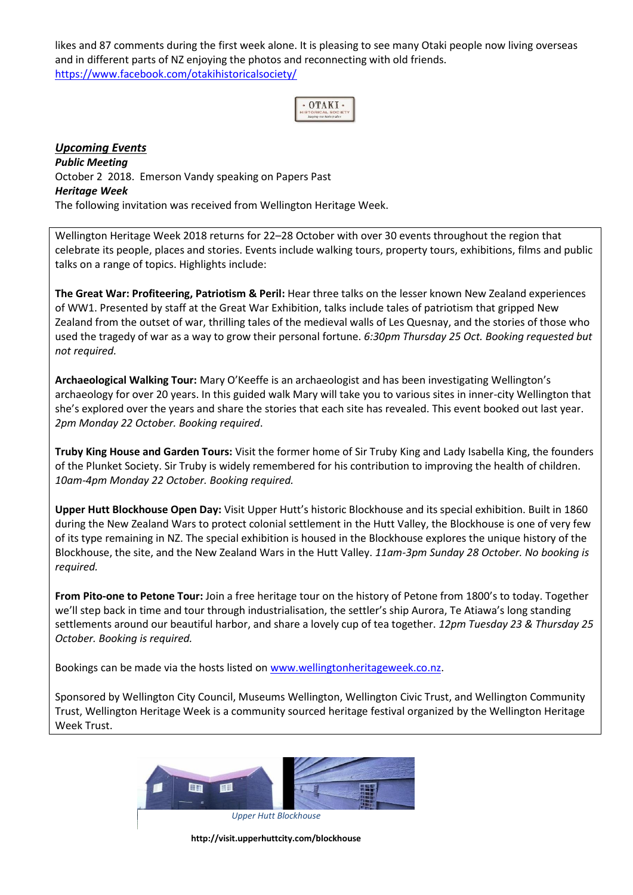likes and 87 comments during the first week alone. It is pleasing to see many Otaki people now living overseas and in different parts of NZ enjoying the photos and reconnecting with old friends.
https://www.facebook.com/otakihistoricalsociety/

## ***Upcoming Events***

***Public Meeting***

October 2 2018. Emerson Vandy speaking on Papers Past

***Heritage Week***

The following invitation was received from Wellington Heritage Week.

Wellington Heritage Week 2018 returns for 22–28 October with over 30 events throughout the region that celebrate its people, places and stories. Events include walking tours, property tours, exhibitions, films and public talks on a range of topics. Highlights include:

**The Great War: Profiteering, Patriotism & Peril:** Hear three talks on the lesser known New Zealand experiences of WW1. Presented by staff at the Great War Exhibition, talks include tales of patriotism that gripped New Zealand from the outset of war, thrilling tales of the medieval walls of Les Quesnay, and the stories of those who used the tragedy of war as a way to grow their personal fortune. *6:30pm Thursday 25 Oct. Booking requested but not required.*

**Archaeological Walking Tour:** Mary O'Keeffe is an archaeologist and has been investigating Wellington's archaeology for over 20 years. In this guided walk Mary will take you to various sites in inner-city Wellington that she's explored over the years and share the stories that each site has revealed. This event booked out last year. *2pm Monday 22 October. Booking required*.

**Truby King House and Garden Tours:** Visit the former home of Sir Truby King and Lady Isabella King, the founders of the Plunket Society. Sir Truby is widely remembered for his contribution to improving the health of children. *10am-4pm Monday 22 October. Booking required.*

**Upper Hutt Blockhouse Open Day:** Visit Upper Hutt's historic Blockhouse and its special exhibition. Built in 1860 during the New Zealand Wars to protect colonial settlement in the Hutt Valley, the Blockhouse is one of very few of its type remaining in NZ. The special exhibition is housed in the Blockhouse explores the unique history of the Blockhouse, the site, and the New Zealand Wars in the Hutt Valley. *11am-3pm Sunday 28 October. No booking is required.*

**From Pito-one to Petone Tour:** Join a free heritage tour on the history of Petone from 1800's to today. Together we'll step back in time and tour through industrialisation, the settler's ship Aurora, Te Atiawa's long standing settlements around our beautiful harbor, and share a lovely cup of tea together. *12pm Tuesday 23 & Thursday 25 October. Booking is required.*

Bookings can be made via the hosts listed on www.wellingtonheritageweek.co.nz.

Sponsored by Wellington City Council, Museums Wellington, Wellington Civic Trust, and Wellington Community Trust, Wellington Heritage Week is a community sourced heritage festival organized by the Wellington Heritage Week Trust.

*Upper Hutt Blockhouse*

**http://visit.upperhuttcity.com/blockhouse**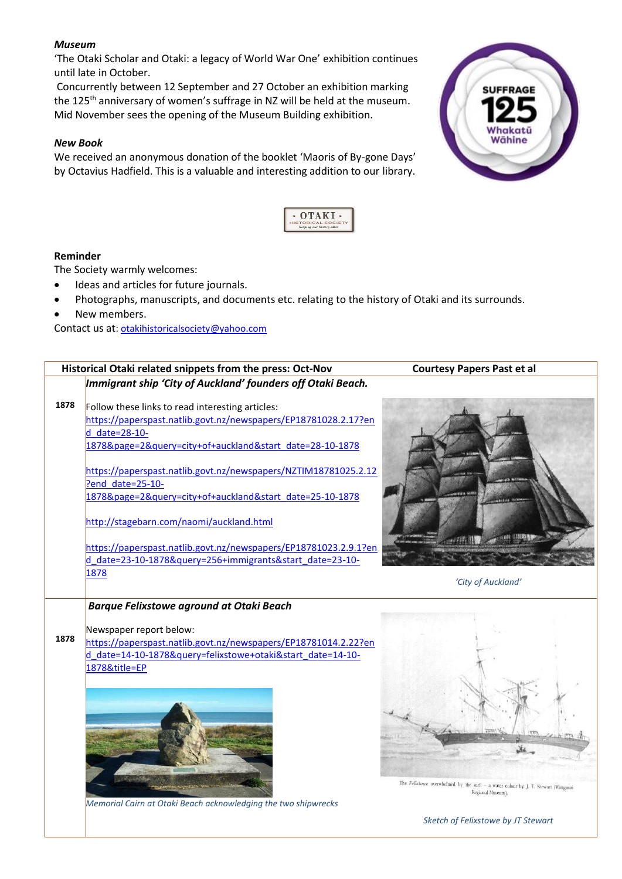***Museum***
'The Otaki Scholar and Otaki: a legacy of World War One' exhibition continues until late in October.
Concurrently between 12 September and 27 October an exhibition marking the 125th anniversary of women's suffrage in NZ will be held at the museum. Mid November sees the opening of the Museum Building exhibition.

***New Book***
We received an anonymous donation of the booklet 'Maoris of By-gone Days' by Octavius Hadfield. This is a valuable and interesting addition to our library.

**Reminder**
The Society warmly welcomes:

- Ideas and articles for future journals.
- Photographs, manuscripts, and documents etc. relating to the history of Otaki and its surrounds.
- New members.

Contact us at: otakihistoricalsociety@yahoo.com

| Historical Otaki related snippets from the press: Oct-Nov | | Courtesy Papers Past et al |
|---|---|---|
| | ***Immigrant ship 'City of Auckland' founders off Otaki Beach.*** | |
| **1878** | Follow these links to read interesting articles:<br>https://paperspast.natlib.govt.nz/newspapers/EP18781028.2.17?end_date=28-10-1878&page=2&query=city+of+auckland&start_date=28-10-1878<br><br>https://paperspast.natlib.govt.nz/newspapers/NZTIM18781025.2.12?end_date=25-10-1878&page=2&query=city+of+auckland&start_date=25-10-1878<br><br>http://stagebarn.com/naomi/auckland.html<br><br>https://paperspast.natlib.govt.nz/newspapers/EP18781023.2.9.1?end_date=23-10-1878&query=256+immigrants&start_date=23-10-1878 | *'City of Auckland'* |
| | ***Barque Felixstowe aground at Otaki Beach*** | |
| **1878** | Newspaper report below:<br>https://paperspast.natlib.govt.nz/newspapers/EP18781014.2.22?end_date=14-10-1878&query=felixstowe+otaki&start_date=14-10-1878&title=EP<br><br>*Memorial Cairn at Otaki Beach acknowledging the two shipwrecks* | The *Felixstowe* overwhelmed by the surf – a water colour by J. T. Stewart (Wanganui Regional Museum).<br><br>*Sketch of Felixstowe by JT Stewart* |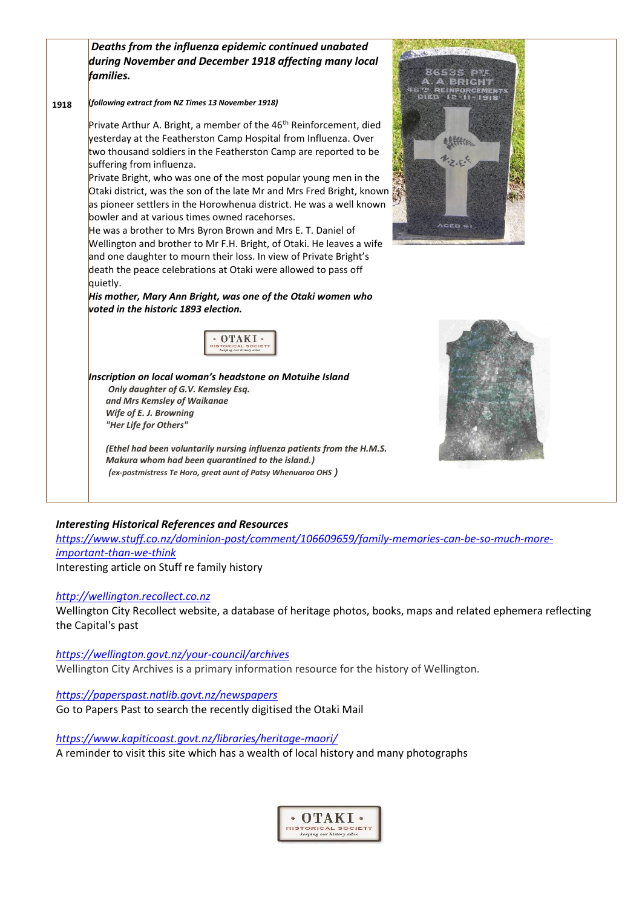***Deaths from the influenza epidemic continued unabated during November and December 1918 affecting many local families.***

**1918** ***(following extract from NZ Times 13 November 1918)***

Private Arthur A. Bright, a member of the 46th Reinforcement, died yesterday at the Featherston Camp Hospital from Influenza. Over two thousand soldiers in the Featherston Camp are reported to be suffering from influenza.

Private Bright, who was one of the most popular young men in the Otaki district, was the son of the late Mr and Mrs Fred Bright, known as pioneer settlers in the Horowhenua district. He was a well known bowler and at various times owned racehorses.

He was a brother to Mrs Byron Brown and Mrs E. T. Daniel of Wellington and brother to Mr F.H. Bright, of Otaki. He leaves a wife and one daughter to mourn their loss. In view of Private Bright's death the peace celebrations at Otaki were allowed to pass off quietly.

***His mother, Mary Ann Bright, was one of the Otaki women who voted in the historic 1893 election.***

***Inscription on local woman's headstone on Motuihe Island***

***Only daughter of G.V. Kemsley Esq.***
***and Mrs Kemsley of Waikanae***
***Wife of E. J. Browning***
***"Her Life for Others"***

***(Ethel had been voluntarily nursing influenza patients from the H.M.S. Makura whom had been quarantined to the island.)***
***(ex-postmistress Te Horo, great aunt of Patsy Whenuaroa OHS )***

## *Interesting Historical References and Resources*

*https://www.stuff.co.nz/dominion-post/comment/106609659/family-memories-can-be-so-much-more-important-than-we-think*

Interesting article on Stuff re family history

*http://wellington.recollect.co.nz*

Wellington City Recollect website, a database of heritage photos, books, maps and related ephemera reflecting the Capital's past

*https://wellington.govt.nz/your-council/archives*

Wellington City Archives is a primary information resource for the history of Wellington.

*https://paperspast.natlib.govt.nz/newspapers*

Go to Papers Past to search the recently digitised the Otaki Mail

*https://www.kapiticoast.govt.nz/libraries/heritage-maori/*

A reminder to visit this site which has a wealth of local history and many photographs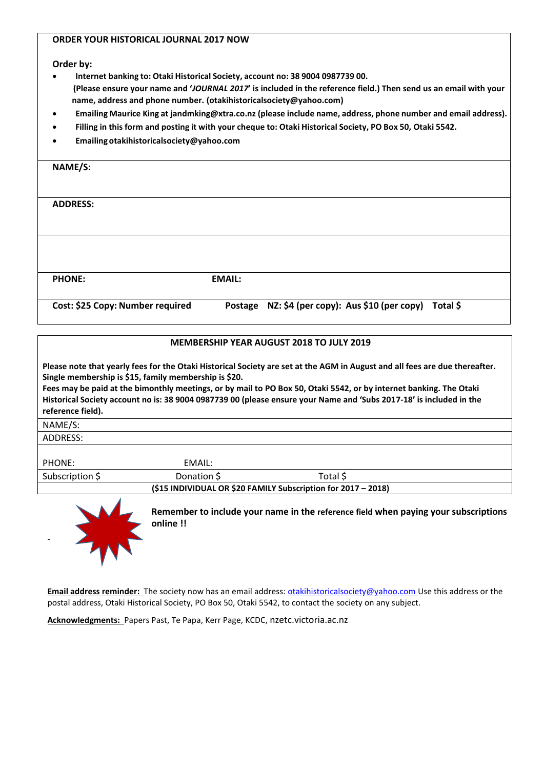**ORDER YOUR HISTORICAL JOURNAL 2017 NOW**

**Order by:**

- **Internet banking to: Otaki Historical Society, account no: 38 9004 0987739 00.** **(Please ensure your name and '*JOURNAL 2017*' is included in the reference field.) Then send us an email with your name, address and phone number. (otakihistoricalsociety@yahoo.com)**
- **Emailing Maurice King at jandmking@xtra.co.nz (please include name, address, phone number and email address).**
- **Filling in this form and posting it with your cheque to: Otaki Historical Society, PO Box 50, Otaki 5542.**
- **Emailing otakihistoricalsociety@yahoo.com**

| | |
|---|---|
| **NAME/S:** | |
| **ADDRESS:** | |
| | |
| **PHONE:** | **EMAIL:** |
| **Cost: $25 Copy: Number required** | **Postage NZ: $4 (per copy): Aus $10 (per copy) Total $** |

**MEMBERSHIP YEAR AUGUST 2018 TO JULY 2019**

**Please note that yearly fees for the Otaki Historical Society are set at the AGM in August and all fees are due thereafter. Single membership is $15, family membership is $20.**

**Fees may be paid at the bimonthly meetings, or by mail to PO Box 50, Otaki 5542, or by internet banking. The Otaki Historical Society account no is: 38 9004 0987739 00 (please ensure your Name and 'Subs 2017-18' is included in the reference field).**

| | | |
|---|---|---|
| NAME/S: | | |
| ADDRESS: | | |
| PHONE: | EMAIL: | |
| Subscription $ | Donation $ | Total $ |
| **($15 INDIVIDUAL OR $20 FAMILY Subscription for 2017 – 2018)** | | |

**Remember to include your name in the reference field when paying your subscriptions online !!**

**Email address reminder:** The society now has an email address: otakihistoricalsociety@yahoo.com Use this address or the postal address, Otaki Historical Society, PO Box 50, Otaki 5542, to contact the society on any subject.

**Acknowledgments:** Papers Past, Te Papa, Kerr Page, KCDC, nzetc.victoria.ac.nz